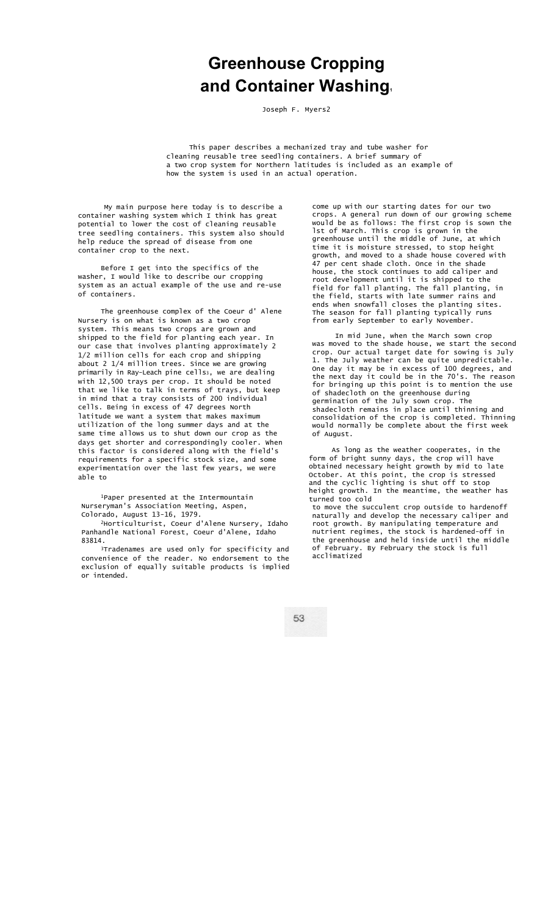# Greenhouse Cropping and Container Washing[1]

Joseph F. Myers[2]

This paper describes a mechanized tray and tube washer for cleaning reusable tree seedling containers. A brief summary of a two crop system for Northern latitudes is included as an example of how the system is used in an actual operation.

My main purpose here today is to describe a container washing system which I think has great potential to lower the cost of cleaning reusable tree seedling containers. This system also should help reduce the spread of disease from one container crop to the next.

Before I get into the specifics of the washer, I would like to describe our cropping system as an actual example of the use and re-use of containers.

The greenhouse complex of the Coeur d' Alene Nursery is on what is known as a two crop system. This means two crops are grown and shipped to the field for planting each year. In our case that involves planting approximately 2 1/2 million cells for each crop and shipping about 2 1/4 million trees. Since we are growing primarily in Ray-Leach pine cells[3], we are dealing with 12,500 trays per crop. It should be noted that we like to talk in terms of trays, but keep in mind that a tray consists of 200 individual cells. Being in excess of 47 degrees North latitude we want a system that makes maximum utilization of the long summer days and at the same time allows us to shut down our crop as the days get shorter and correspondingly cooler. When this factor is considered along with the field's requirements for a specific stock size, and some experimentation over the last few years, we were able to come up with our starting dates for our two crops. A general run down of our growing scheme would be as follows: The first crop is sown the 1st of March. This crop is grown in the greenhouse until the middle of June, at which time it is moisture stressed, to stop height growth, and moved to a shade house covered with 47 per cent shade cloth. Once in the shade house, the stock continues to add caliper and root development until it is shipped to the field for fall planting. The fall planting, in the field, starts with late summer rains and ends when snowfall closes the planting sites. The season for fall planting typically runs from early September to early November.

In mid June, when the March sown crop was moved to the shade house, we start the second crop. Our actual target date for sowing is July 1. The July weather can be quite unpredictable. One day it may be in excess of 100 degrees, and the next day it could be in the 70's. The reason for bringing up this point is to mention the use of shadecloth on the greenhouse during germination of the July sown crop. The shadecloth remains in place until thinning and consolidation of the crop is completed. Thinning would normally be complete about the first week of August.

As long as the weather cooperates, in the form of bright sunny days, the crop will have obtained necessary height growth by mid to late October. At this point, the crop is stressed and the cyclic lighting is shut off to stop height growth. In the meantime, the weather has turned too cold to move the succulent crop outside to hardenoff naturally and develop the necessary caliper and root growth. By manipulating temperature and nutrient regimes, the stock is hardened-off in the greenhouse and held inside until the middle of February. By February the stock is full acclimatized

---

[1] Paper presented at the Intermountain Nurseryman's Association Meeting, Aspen, Colorado, August 13-16, 1979.

[2] Horticulturist, Coeur d'Alene Nursery, Idaho Panhandle National Forest, Coeur d'Alene, Idaho 83814.

[3] Tradenames are used only for specificity and convenience of the reader. No endorsement to the exclusion of equally suitable products is implied or intended.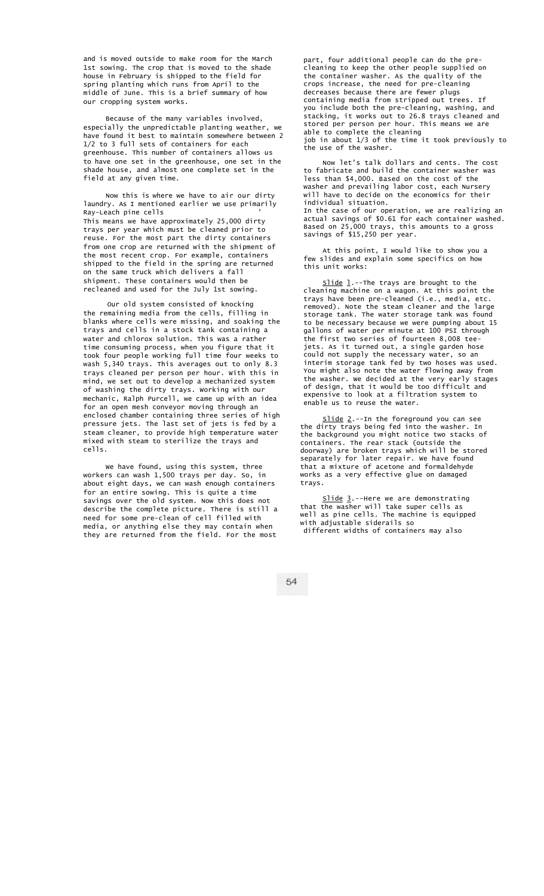and is moved outside to make room for the March 1st sowing. The crop that is moved to the shade house in February is shipped to the field for spring planting which runs from April to the middle of June. This is a brief summary of how our cropping system works.

Because of the many variables involved, especially the unpredictable planting weather, we have found it best to maintain somewhere between 2 1/2 to 3 full sets of containers for each greenhouse. This number of containers allows us to have one set in the greenhouse, one set in the shade house, and almost one complete set in the field at any given time.

Now this is where we have to air our dirty laundry. As I mentioned earlier we use primarily Ray-Leach pine cells
This means we have approximately 25,000 dirty trays per year which must be cleaned prior to reuse. For the most part the dirty containers from one crop are returned with the shipment of the most recent crop. For example, containers shipped to the field in the spring are returned on the same truck which delivers a fall shipment. These containers would then be recleaned and used for the July 1st sowing.

Our old system consisted of knocking the remaining media from the cells, filling in blanks where cells were missing, and soaking the trays and cells in a stock tank containing a water and chlorox solution. This was a rather time consuming process, when you figure that it took four people working full time four weeks to wash 5,340 trays. This averages out to only 8.3 trays cleaned per person per hour. With this in mind, we set out to develop a mechanized system of washing the dirty trays. Working with our mechanic, Ralph Purcell, we came up with an idea for an open mesh conveyor moving through an enclosed chamber containing three series of high pressure jets. The last set of jets is fed by a steam cleaner, to provide high temperature water mixed with steam to sterilize the trays and cells.

We have found, using this system, three workers can wash 1,500 trays per day. So, in about eight days, we can wash enough containers for an entire sowing. This is quite a time savings over the old system. Now this does not describe the complete picture. There is still a need for some pre-clean of cell filled with media, or anything else they may contain when they are returned from the field. For the most part, four additional people can do the pre-cleaning to keep the other people supplied on the container washer. As the quality of the crops increase, the need for pre-cleaning decreases because there are fewer plugs containing media from stripped out trees. If you include both the pre-cleaning, washing, and stacking, it works out to 26.8 trays cleaned and stored per person per hour. This means we are able to complete the cleaning job in about 1/3 of the time it took previously to the use of the washer.

Now let's talk dollars and cents. The cost to fabricate and build the container washer was less than $4,000. Based on the cost of the washer and prevailing labor cost, each Nursery will have to decide on the economics for their individual situation.
In the case of our operation, we are realizing an actual savings of $0.61 for each container washed. Based on 25,000 trays, this amounts to a gross savings of $15,250 per year.

At this point, I would like to show you a few slides and explain some specifics on how this unit works:

<u>Slide 1</u>.--The trays are brought to the cleaning machine on a wagon. At this point the trays have been pre-cleaned (i.e., media, etc. removed). Note the steam cleaner and the large storage tank. The water storage tank was found to be necessary because we were pumping about 15 gallons of water per minute at 100 PSI through the first two series of fourteen 8,008 tee-jets. As it turned out, a single garden hose could not supply the necessary water, so an interim storage tank fed by two hoses was used. You might also note the water flowing away from the washer. We decided at the very early stages of design, that it would be too difficult and expensive to look at a filtration system to enable us to reuse the water.

<u>Slide 2</u>.--In the foreground you can see the dirty trays being fed into the washer. In the background you might notice two stacks of containers. The rear stack (outside the doorway) are broken trays which will be stored separately for later repair. We have found that a mixture of acetone and formaldehyde works as a very effective glue on damaged trays.

<u>Slide 3</u>.--Here we are demonstrating that the washer will take super cells as well as pine cells. The machine is equipped with adjustable siderails so different widths of containers may also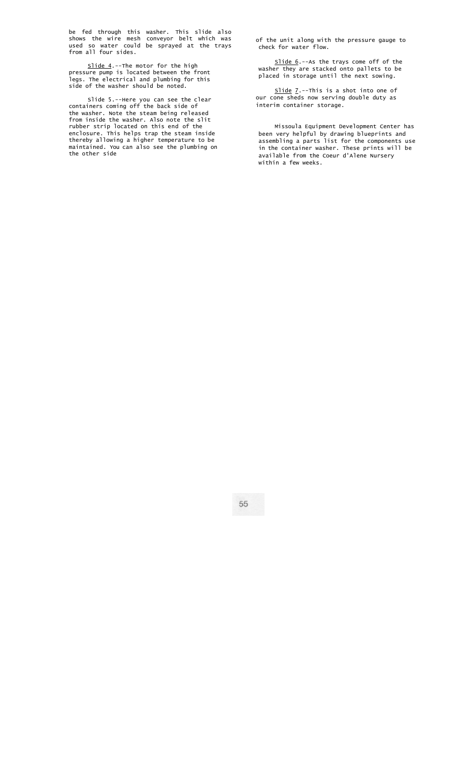be fed through this washer. This slide also shows the wire mesh conveyor belt which was used so water could be sprayed at the trays from all four sides.

Slide 4.--The motor for the high pressure pump is located between the front legs. The electrical and plumbing for this side of the washer should be noted.

Slide 5.--Here you can see the clear containers coming off the back side of the washer. Note the steam being released from inside the washer. Also note the slit rubber strip located on this end of the enclosure. This helps trap the steam inside thereby allowing a higher temperature to be maintained. You can also see the plumbing on the other side of the unit along with the pressure gauge to check for water flow.

Slide 6.--As the trays come off of the washer they are stacked onto pallets to be placed in storage until the next sowing.

Slide 7.--This is a shot into one of our cone sheds now serving double duty as interim container storage.

Missoula Equipment Development Center has been very helpful by drawing blueprints and assembling a parts list for the components use in the container washer. These prints will be available from the Coeur d'Alene Nursery within a few weeks.